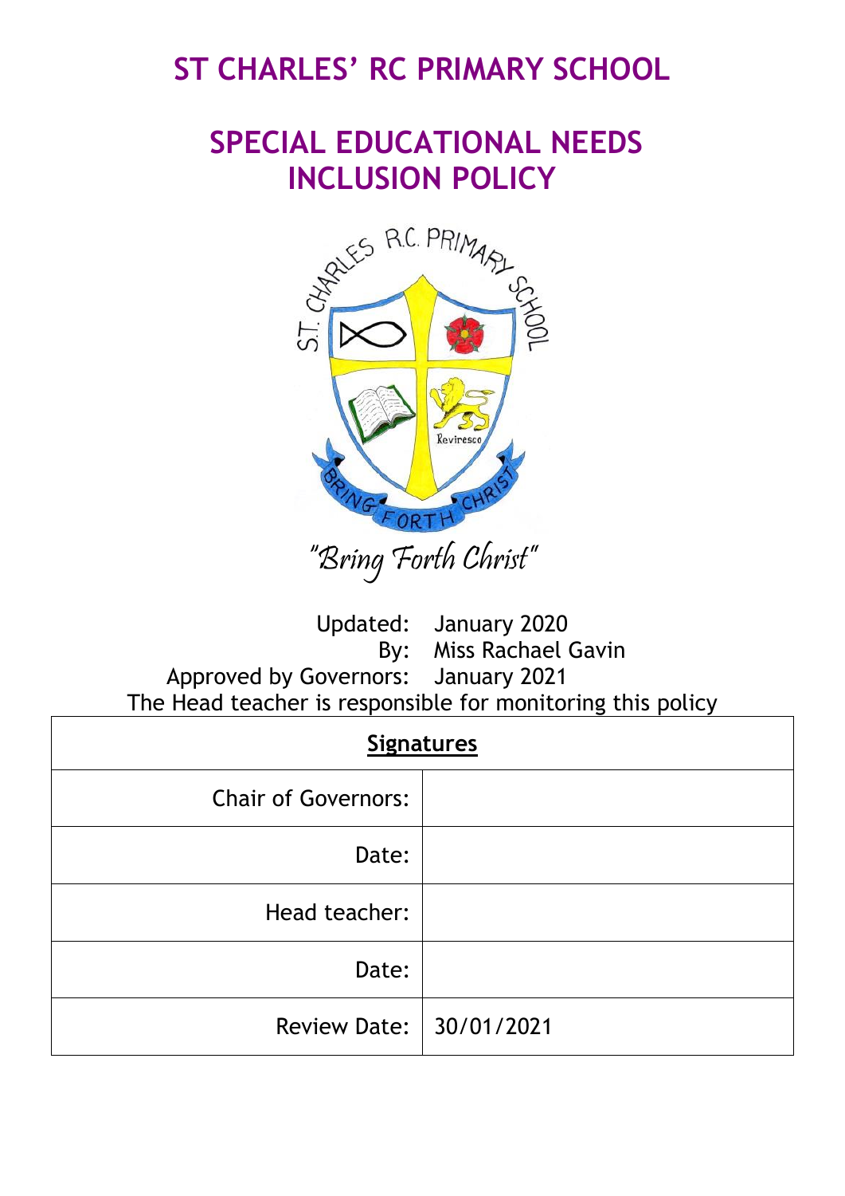# ST CHARLES' RC PRIMARY SCHOOL

# SPECIAL EDUCATIONAL NEEDS INCLUSION POLICY

*"Bring Forth Christ"*

Updated: January 2020
By: Miss Rachael Gavin
Approved by Governors: January 2021
The Head teacher is responsible for monitoring this policy

| **Signatures** | |
|---|---|
| Chair of Governors: | |
| Date: | |
| Head teacher: | |
| Date: | |
| Review Date: | 30/01/2021 |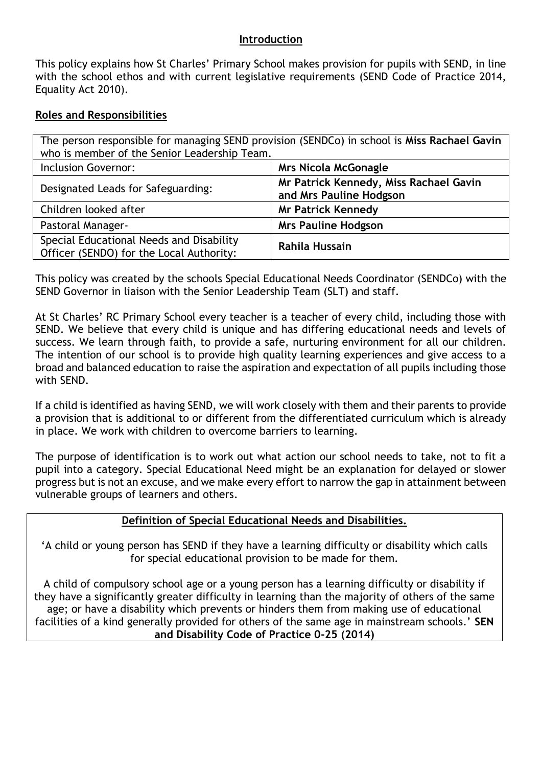## Introduction

This policy explains how St Charles' Primary School makes provision for pupils with SEND, in line with the school ethos and with current legislative requirements (SEND Code of Practice 2014, Equality Act 2010).

## Roles and Responsibilities

| The person responsible for managing SEND provision (SENDCo) in school is **Miss Rachael Gavin** who is member of the Senior Leadership Team. | |
|---|---|
| Inclusion Governor: | **Mrs Nicola McGonagle** |
| Designated Leads for Safeguarding: | **Mr Patrick Kennedy, Miss Rachael Gavin and Mrs Pauline Hodgson** |
| Children looked after | **Mr Patrick Kennedy** |
| Pastoral Manager- | **Mrs Pauline Hodgson** |
| Special Educational Needs and Disability Officer (SENDO) for the Local Authority: | **Rahila Hussain** |

This policy was created by the schools Special Educational Needs Coordinator (SENDCo) with the SEND Governor in liaison with the Senior Leadership Team (SLT) and staff.

At St Charles' RC Primary School every teacher is a teacher of every child, including those with SEND. We believe that every child is unique and has differing educational needs and levels of success. We learn through faith, to provide a safe, nurturing environment for all our children. The intention of our school is to provide high quality learning experiences and give access to a broad and balanced education to raise the aspiration and expectation of all pupils including those with SEND.

If a child is identified as having SEND, we will work closely with them and their parents to provide a provision that is additional to or different from the differentiated curriculum which is already in place. We work with children to overcome barriers to learning.

The purpose of identification is to work out what action our school needs to take, not to fit a pupil into a category. Special Educational Need might be an explanation for delayed or slower progress but is not an excuse, and we make every effort to narrow the gap in attainment between vulnerable groups of learners and others.

## Definition of Special Educational Needs and Disabilities.

'A child or young person has SEND if they have a learning difficulty or disability which calls for special educational provision to be made for them.

A child of compulsory school age or a young person has a learning difficulty or disability if they have a significantly greater difficulty in learning than the majority of others of the same age; or have a disability which prevents or hinders them from making use of educational facilities of a kind generally provided for others of the same age in mainstream schools.' **SEN and Disability Code of Practice 0-25 (2014)**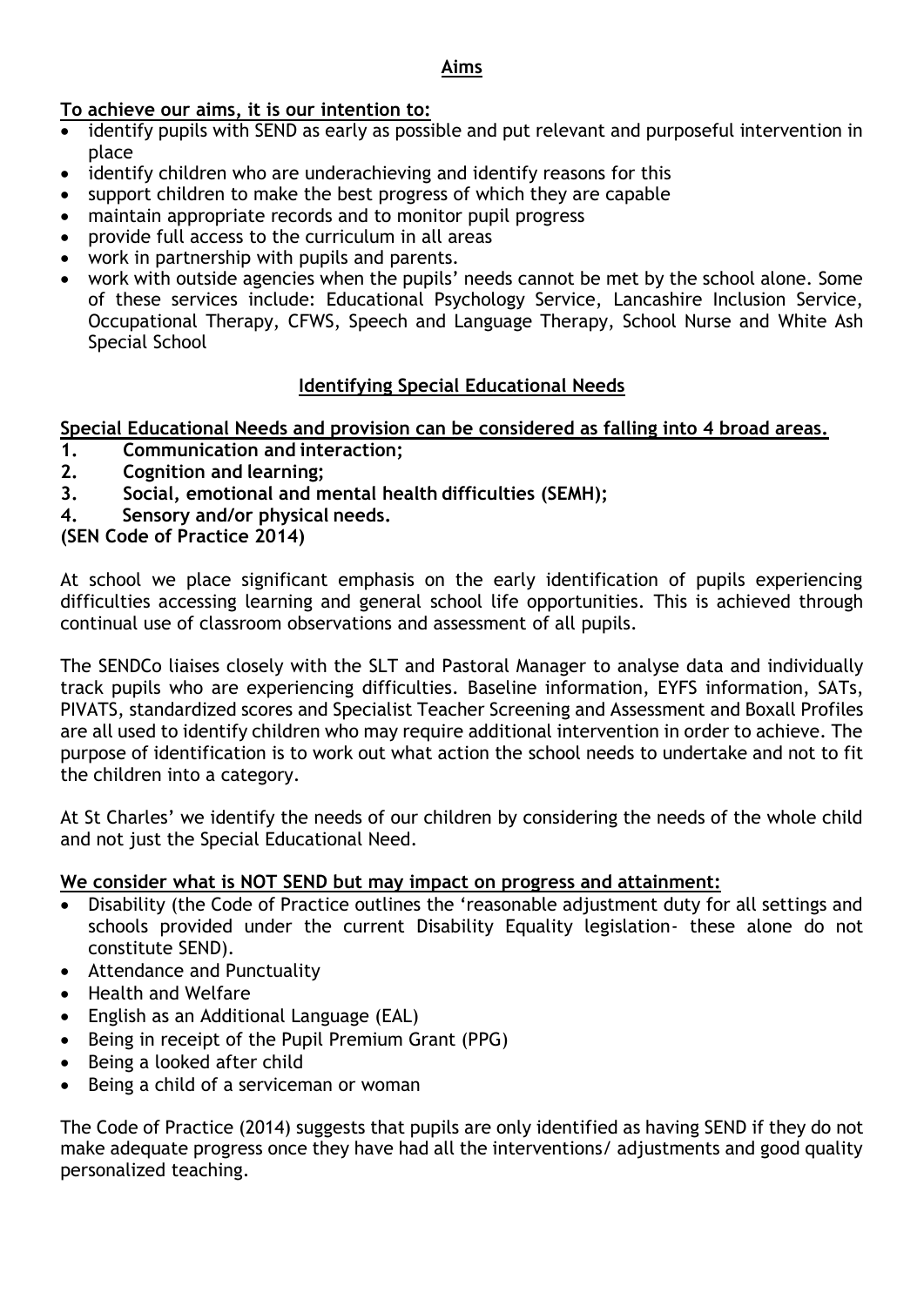## Aims

**To achieve our aims, it is our intention to:**

- identify pupils with SEND as early as possible and put relevant and purposeful intervention in place
- identify children who are underachieving and identify reasons for this
- support children to make the best progress of which they are capable
- maintain appropriate records and to monitor pupil progress
- provide full access to the curriculum in all areas
- work in partnership with pupils and parents.
- work with outside agencies when the pupils' needs cannot be met by the school alone. Some of these services include: Educational Psychology Service, Lancashire Inclusion Service, Occupational Therapy, CFWS, Speech and Language Therapy, School Nurse and White Ash Special School

## Identifying Special Educational Needs

**Special Educational Needs and provision can be considered as falling into 4 broad areas.**

1. **Communication and interaction;**
2. **Cognition and learning;**
3. **Social, emotional and mental health difficulties (SEMH);**
4. **Sensory and/or physical needs.**

**(SEN Code of Practice 2014)**

At school we place significant emphasis on the early identification of pupils experiencing difficulties accessing learning and general school life opportunities. This is achieved through continual use of classroom observations and assessment of all pupils.

The SENDCo liaises closely with the SLT and Pastoral Manager to analyse data and individually track pupils who are experiencing difficulties. Baseline information, EYFS information, SATs, PIVATS, standardized scores and Specialist Teacher Screening and Assessment and Boxall Profiles are all used to identify children who may require additional intervention in order to achieve. The purpose of identification is to work out what action the school needs to undertake and not to fit the children into a category.

At St Charles' we identify the needs of our children by considering the needs of the whole child and not just the Special Educational Need.

**We consider what is NOT SEND but may impact on progress and attainment:**

- Disability (the Code of Practice outlines the 'reasonable adjustment duty for all settings and schools provided under the current Disability Equality legislation- these alone do not constitute SEND).
- Attendance and Punctuality
- Health and Welfare
- English as an Additional Language (EAL)
- Being in receipt of the Pupil Premium Grant (PPG)
- Being a looked after child
- Being a child of a serviceman or woman

The Code of Practice (2014) suggests that pupils are only identified as having SEND if they do not make adequate progress once they have had all the interventions/ adjustments and good quality personalized teaching.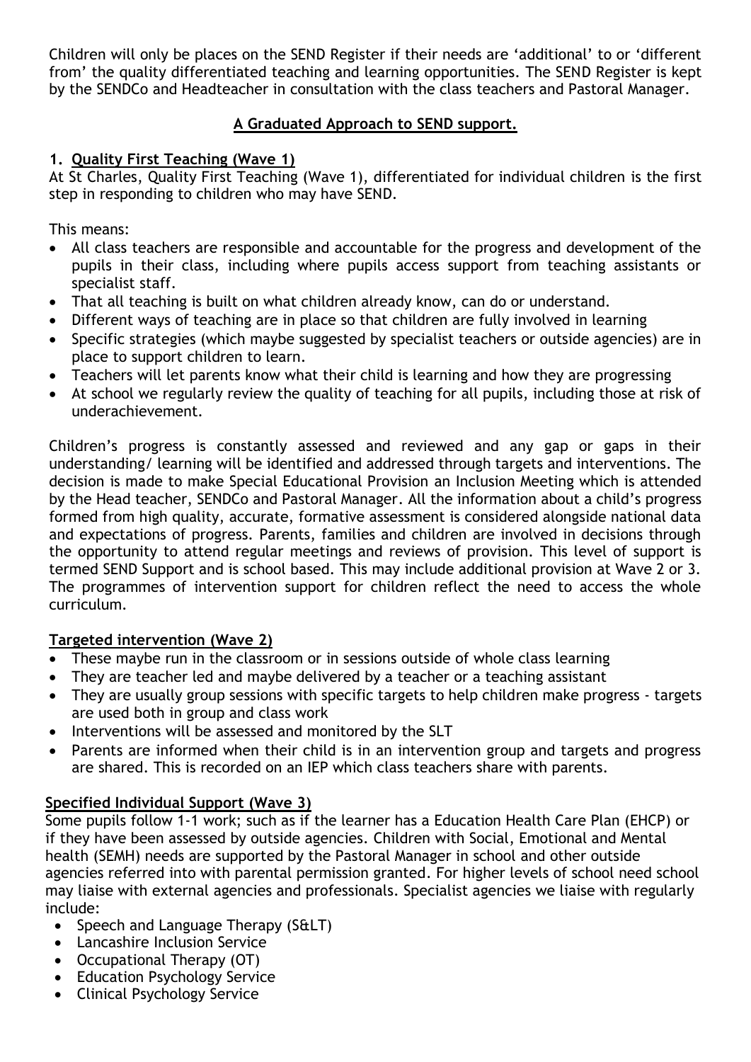Children will only be places on the SEND Register if their needs are 'additional' to or 'different from' the quality differentiated teaching and learning opportunities. The SEND Register is kept by the SENDCo and Headteacher in consultation with the class teachers and Pastoral Manager.

## A Graduated Approach to SEND support.

### 1. Quality First Teaching (Wave 1)

At St Charles, Quality First Teaching (Wave 1), differentiated for individual children is the first step in responding to children who may have SEND.

This means:

- All class teachers are responsible and accountable for the progress and development of the pupils in their class, including where pupils access support from teaching assistants or specialist staff.
- That all teaching is built on what children already know, can do or understand.
- Different ways of teaching are in place so that children are fully involved in learning
- Specific strategies (which maybe suggested by specialist teachers or outside agencies) are in place to support children to learn.
- Teachers will let parents know what their child is learning and how they are progressing
- At school we regularly review the quality of teaching for all pupils, including those at risk of underachievement.

Children's progress is constantly assessed and reviewed and any gap or gaps in their understanding/ learning will be identified and addressed through targets and interventions. The decision is made to make Special Educational Provision an Inclusion Meeting which is attended by the Head teacher, SENDCo and Pastoral Manager. All the information about a child's progress formed from high quality, accurate, formative assessment is considered alongside national data and expectations of progress. Parents, families and children are involved in decisions through the opportunity to attend regular meetings and reviews of provision. This level of support is termed SEND Support and is school based. This may include additional provision at Wave 2 or 3. The programmes of intervention support for children reflect the need to access the whole curriculum.

### Targeted intervention (Wave 2)

- These maybe run in the classroom or in sessions outside of whole class learning
- They are teacher led and maybe delivered by a teacher or a teaching assistant
- They are usually group sessions with specific targets to help children make progress - targets are used both in group and class work
- Interventions will be assessed and monitored by the SLT
- Parents are informed when their child is in an intervention group and targets and progress are shared. This is recorded on an IEP which class teachers share with parents.

### Specified Individual Support (Wave 3)

Some pupils follow 1-1 work; such as if the learner has a Education Health Care Plan (EHCP) or if they have been assessed by outside agencies. Children with Social, Emotional and Mental health (SEMH) needs are supported by the Pastoral Manager in school and other outside agencies referred into with parental permission granted. For higher levels of school need school may liaise with external agencies and professionals. Specialist agencies we liaise with regularly include:

- Speech and Language Therapy (S&LT)
- Lancashire Inclusion Service
- Occupational Therapy (OT)
- Education Psychology Service
- Clinical Psychology Service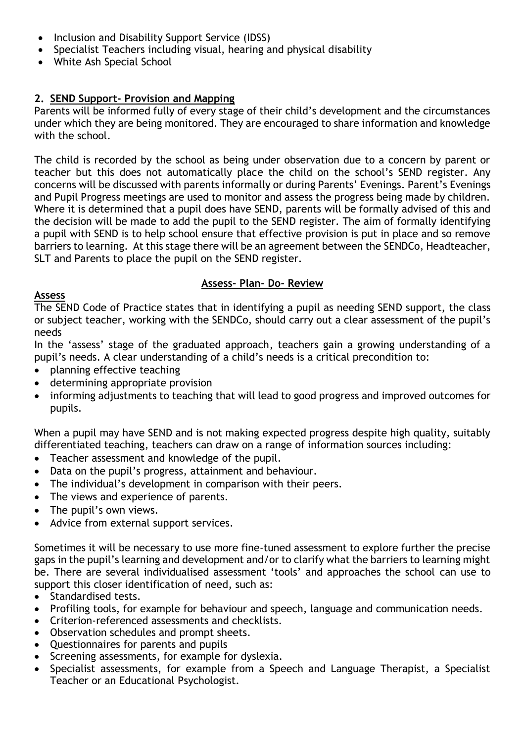- Inclusion and Disability Support Service (IDSS)
- Specialist Teachers including visual, hearing and physical disability
- White Ash Special School

## 2. SEND Support- Provision and Mapping

Parents will be informed fully of every stage of their child's development and the circumstances under which they are being monitored. They are encouraged to share information and knowledge with the school.

The child is recorded by the school as being under observation due to a concern by parent or teacher but this does not automatically place the child on the school's SEND register. Any concerns will be discussed with parents informally or during Parents' Evenings. Parent's Evenings and Pupil Progress meetings are used to monitor and assess the progress being made by children. Where it is determined that a pupil does have SEND, parents will be formally advised of this and the decision will be made to add the pupil to the SEND register. The aim of formally identifying a pupil with SEND is to help school ensure that effective provision is put in place and so remove barriers to learning. At this stage there will be an agreement between the SENDCo, Headteacher, SLT and Parents to place the pupil on the SEND register.

### Assess- Plan- Do- Review

**Assess**

The SEND Code of Practice states that in identifying a pupil as needing SEND support, the class or subject teacher, working with the SENDCo, should carry out a clear assessment of the pupil's needs

In the 'assess' stage of the graduated approach, teachers gain a growing understanding of a pupil's needs. A clear understanding of a child's needs is a critical precondition to:

- planning effective teaching
- determining appropriate provision
- informing adjustments to teaching that will lead to good progress and improved outcomes for pupils.

When a pupil may have SEND and is not making expected progress despite high quality, suitably differentiated teaching, teachers can draw on a range of information sources including:

- Teacher assessment and knowledge of the pupil.
- Data on the pupil's progress, attainment and behaviour.
- The individual's development in comparison with their peers.
- The views and experience of parents.
- The pupil's own views.
- Advice from external support services.

Sometimes it will be necessary to use more fine-tuned assessment to explore further the precise gaps in the pupil's learning and development and/or to clarify what the barriers to learning might be. There are several individualised assessment 'tools' and approaches the school can use to support this closer identification of need, such as:

- Standardised tests.
- Profiling tools, for example for behaviour and speech, language and communication needs.
- Criterion-referenced assessments and checklists.
- Observation schedules and prompt sheets.
- Questionnaires for parents and pupils
- Screening assessments, for example for dyslexia.
- Specialist assessments, for example from a Speech and Language Therapist, a Specialist Teacher or an Educational Psychologist.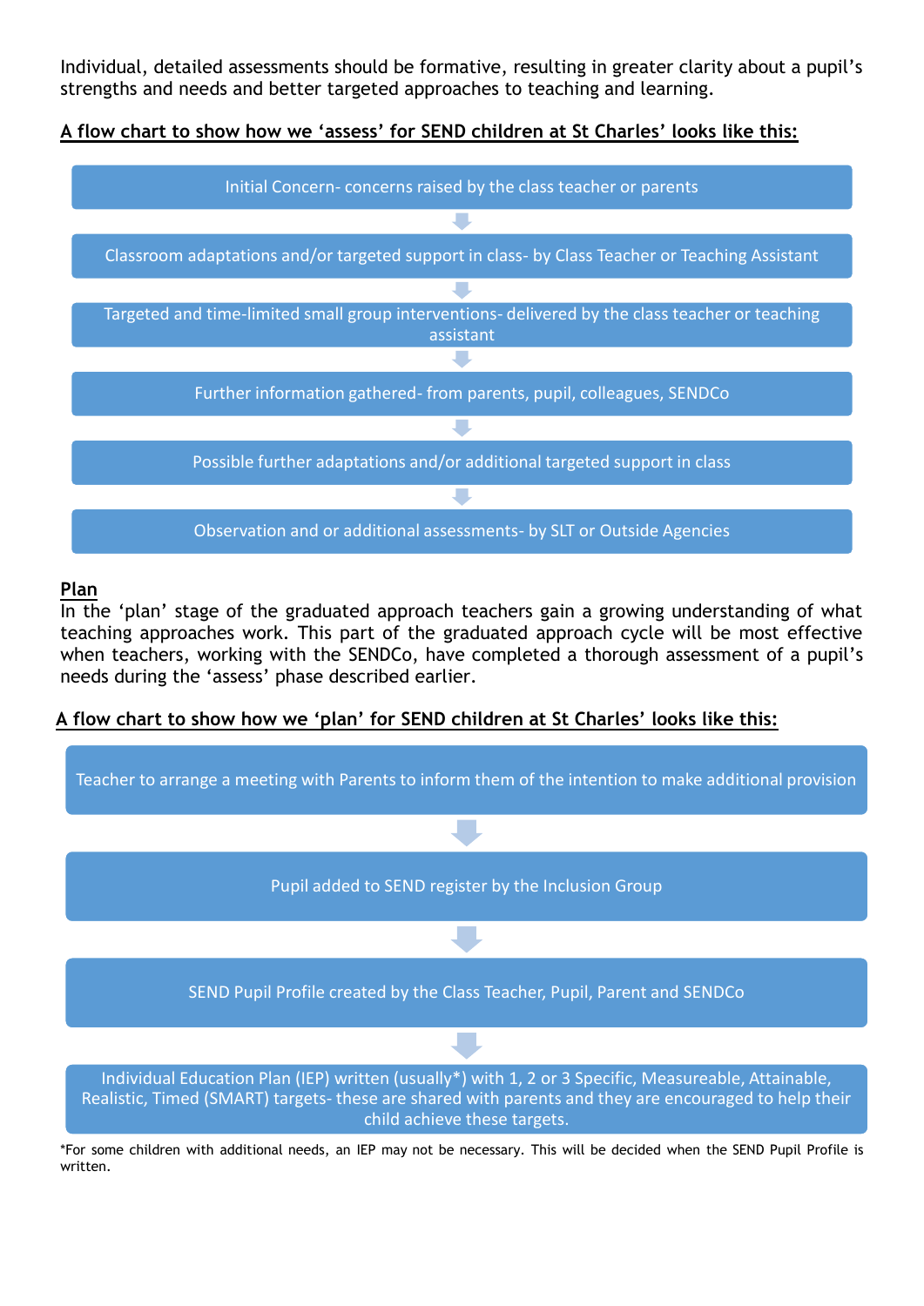Individual, detailed assessments should be formative, resulting in greater clarity about a pupil's strengths and needs and better targeted approaches to teaching and learning.

**A flow chart to show how we 'assess' for SEND children at St Charles' looks like this:**

Initial Concern- concerns raised by the class teacher or parents

↓

Classroom adaptations and/or targeted support in class- by Class Teacher or Teaching Assistant

↓

Targeted and time-limited small group interventions- delivered by the class teacher or teaching assistant

↓

Further information gathered- from parents, pupil, colleagues, SENDCo

↓

Possible further adaptations and/or additional targeted support in class

↓

Observation and or additional assessments- by SLT or Outside Agencies

**Plan**

In the 'plan' stage of the graduated approach teachers gain a growing understanding of what teaching approaches work. This part of the graduated approach cycle will be most effective when teachers, working with the SENDCo, have completed a thorough assessment of a pupil's needs during the 'assess' phase described earlier.

**A flow chart to show how we 'plan' for SEND children at St Charles' looks like this:**

Teacher to arrange a meeting with Parents to inform them of the intention to make additional provision

↓

Pupil added to SEND register by the Inclusion Group

↓

SEND Pupil Profile created by the Class Teacher, Pupil, Parent and SENDCo

↓

Individual Education Plan (IEP) written (usually*) with 1, 2 or 3 Specific, Measureable, Attainable, Realistic, Timed (SMART) targets- these are shared with parents and they are encouraged to help their child achieve these targets.

*For some children with additional needs, an IEP may not be necessary. This will be decided when the SEND Pupil Profile is written.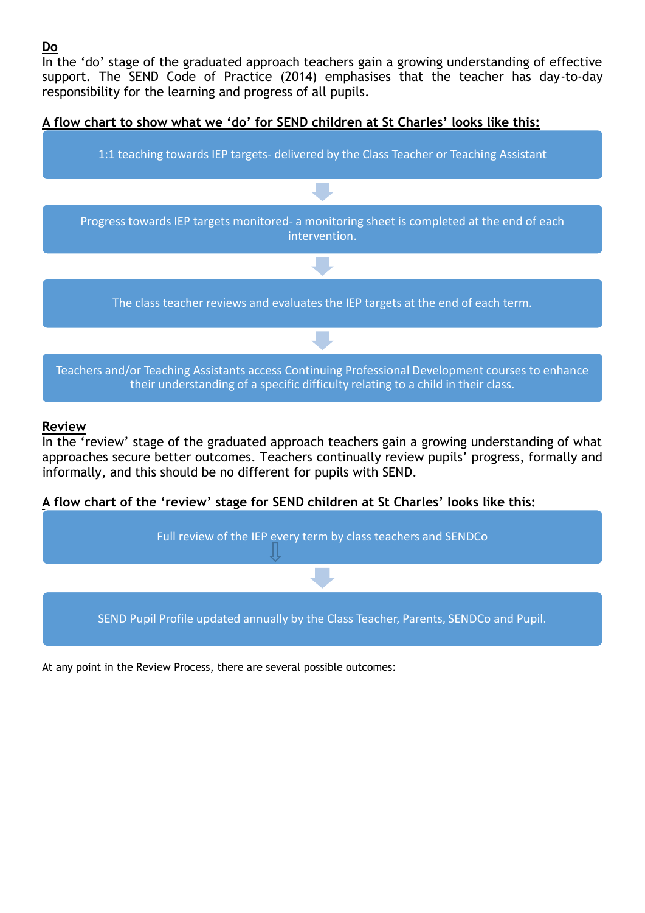**<u>Do</u>**

In the 'do' stage of the graduated approach teachers gain a growing understanding of effective support. The SEND Code of Practice (2014) emphasises that the teacher has day-to-day responsibility for the learning and progress of all pupils.

**<u>A flow chart to show what we 'do' for SEND children at St Charles' looks like this:</u>**

1:1 teaching towards IEP targets- delivered by the Class Teacher or Teaching Assistant

↓

Progress towards IEP targets monitored- a monitoring sheet is completed at the end of each intervention.

↓

The class teacher reviews and evaluates the IEP targets at the end of each term.

↓

Teachers and/or Teaching Assistants access Continuing Professional Development courses to enhance their understanding of a specific difficulty relating to a child in their class.

**<u>Review</u>**

In the 'review' stage of the graduated approach teachers gain a growing understanding of what approaches secure better outcomes. Teachers continually review pupils' progress, formally and informally, and this should be no different for pupils with SEND.

**<u>A flow chart of the 'review' stage for SEND children at St Charles' looks like this:</u>**

Full review of the IEP every term by class teachers and SENDCo

↓

SEND Pupil Profile updated annually by the Class Teacher, Parents, SENDCo and Pupil.

At any point in the Review Process, there are several possible outcomes: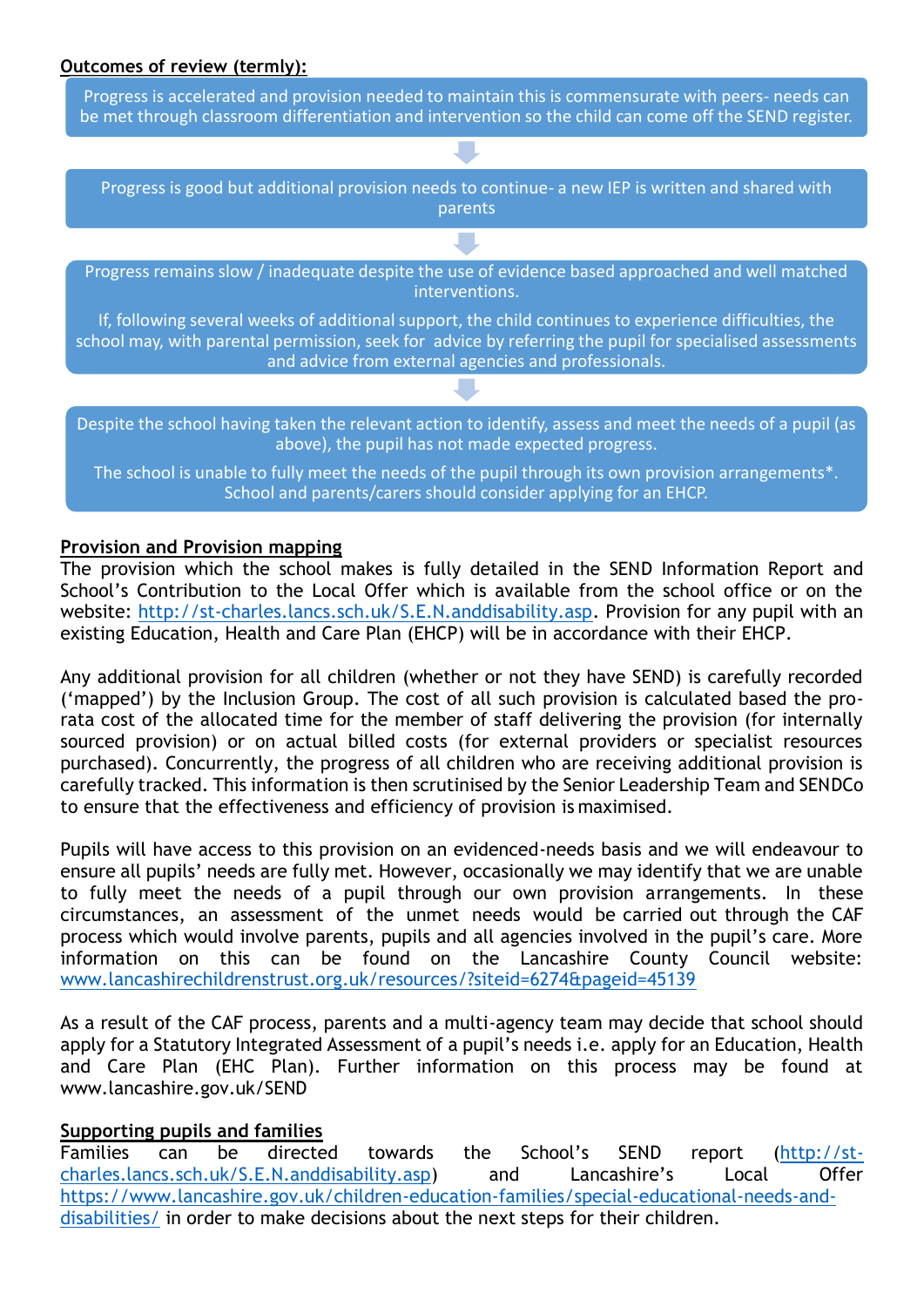**Outcomes of review (termly):**

Progress is accelerated and provision needed to maintain this is commensurate with peers- needs can be met through classroom differentiation and intervention so the child can come off the SEND register.

↓

Progress is good but additional provision needs to continue- a new IEP is written and shared with parents

↓

Progress remains slow / inadequate despite the use of evidence based approached and well matched interventions.

If, following several weeks of additional support, the child continues to experience difficulties, the school may, with parental permission, seek for advice by referring the pupil for specialised assessments and advice from external agencies and professionals.

↓

Despite the school having taken the relevant action to identify, assess and meet the needs of a pupil (as above), the pupil has not made expected progress.

The school is unable to fully meet the needs of the pupil through its own provision arrangements*. School and parents/carers should consider applying for an EHCP.

**Provision and Provision mapping**

The provision which the school makes is fully detailed in the SEND Information Report and School's Contribution to the Local Offer which is available from the school office or on the website: http://st-charles.lancs.sch.uk/S.E.N.anddisability.asp. Provision for any pupil with an existing Education, Health and Care Plan (EHCP) will be in accordance with their EHCP.

Any additional provision for all children (whether or not they have SEND) is carefully recorded ('mapped') by the Inclusion Group. The cost of all such provision is calculated based the pro-rata cost of the allocated time for the member of staff delivering the provision (for internally sourced provision) or on actual billed costs (for external providers or specialist resources purchased). Concurrently, the progress of all children who are receiving additional provision is carefully tracked. This information is then scrutinised by the Senior Leadership Team and SENDCo to ensure that the effectiveness and efficiency of provision is maximised.

Pupils will have access to this provision on an evidenced-needs basis and we will endeavour to ensure all pupils' needs are fully met. However, occasionally we may identify that we are unable to fully meet the needs of a pupil through our own provision arrangements. In these circumstances, an assessment of the unmet needs would be carried out through the CAF process which would involve parents, pupils and all agencies involved in the pupil's care. More information on this can be found on the Lancashire County Council website: www.lancashirechildrenstrust.org.uk/resources/?siteid=6274&pageid=45139

As a result of the CAF process, parents and a multi-agency team may decide that school should apply for a Statutory Integrated Assessment of a pupil's needs i.e. apply for an Education, Health and Care Plan (EHC Plan). Further information on this process may be found at www.lancashire.gov.uk/SEND

**Supporting pupils and families**

Families can be directed towards the School's SEND report (http://st-charles.lancs.sch.uk/S.E.N.anddisability.asp) and Lancashire's Local Offer https://www.lancashire.gov.uk/children-education-families/special-educational-needs-and-disabilities/ in order to make decisions about the next steps for their children.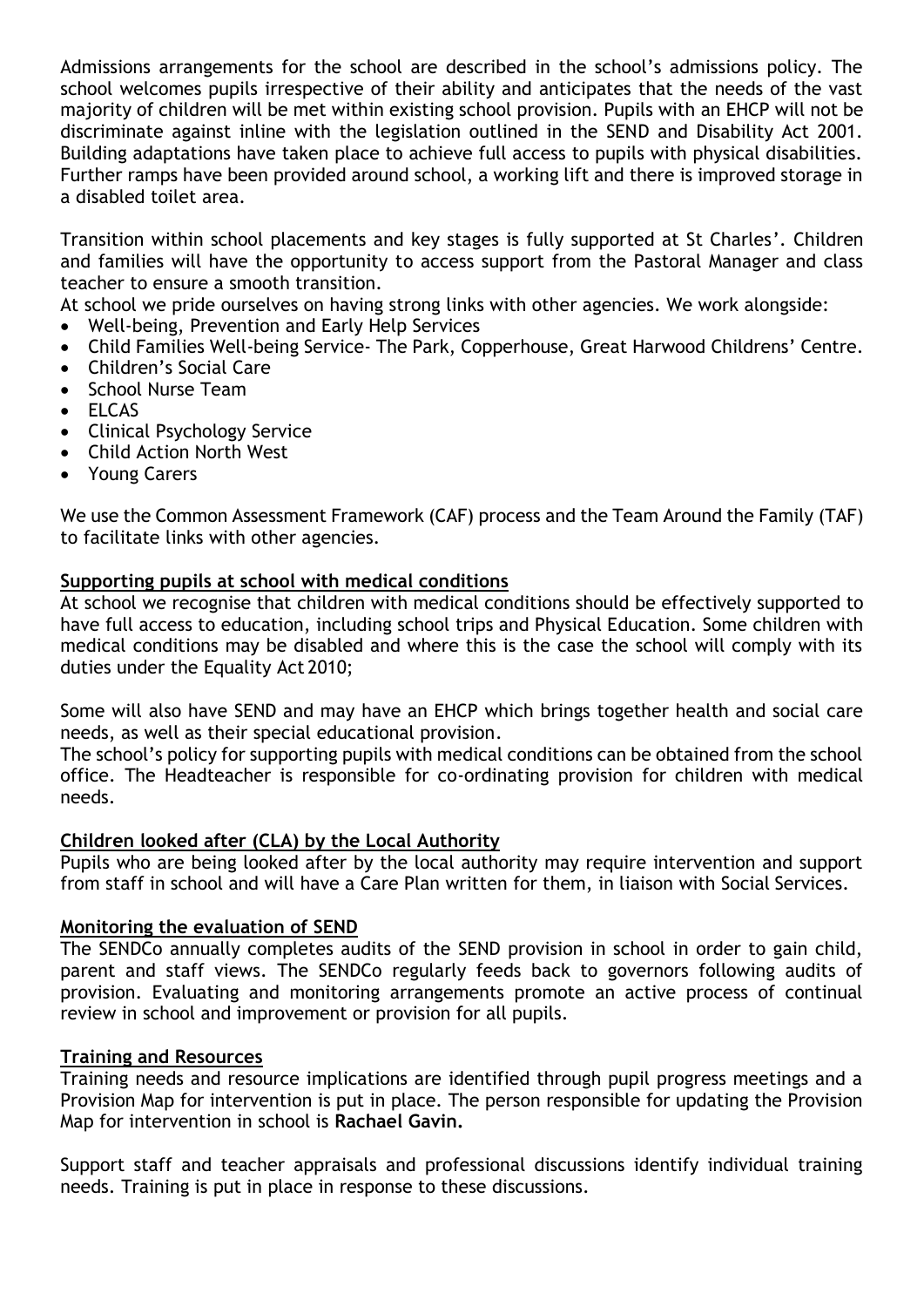Admissions arrangements for the school are described in the school's admissions policy. The school welcomes pupils irrespective of their ability and anticipates that the needs of the vast majority of children will be met within existing school provision. Pupils with an EHCP will not be discriminate against inline with the legislation outlined in the SEND and Disability Act 2001. Building adaptations have taken place to achieve full access to pupils with physical disabilities. Further ramps have been provided around school, a working lift and there is improved storage in a disabled toilet area.

Transition within school placements and key stages is fully supported at St Charles'. Children and families will have the opportunity to access support from the Pastoral Manager and class teacher to ensure a smooth transition.

At school we pride ourselves on having strong links with other agencies. We work alongside:

- Well-being, Prevention and Early Help Services
- Child Families Well-being Service- The Park, Copperhouse, Great Harwood Childrens' Centre.
- Children's Social Care
- School Nurse Team
- ELCAS
- Clinical Psychology Service
- Child Action North West
- Young Carers

We use the Common Assessment Framework (CAF) process and the Team Around the Family (TAF) to facilitate links with other agencies.

## Supporting pupils at school with medical conditions

At school we recognise that children with medical conditions should be effectively supported to have full access to education, including school trips and Physical Education. Some children with medical conditions may be disabled and where this is the case the school will comply with its duties under the Equality Act 2010;

Some will also have SEND and may have an EHCP which brings together health and social care needs, as well as their special educational provision.

The school's policy for supporting pupils with medical conditions can be obtained from the school office. The Headteacher is responsible for co-ordinating provision for children with medical needs.

## Children looked after (CLA) by the Local Authority

Pupils who are being looked after by the local authority may require intervention and support from staff in school and will have a Care Plan written for them, in liaison with Social Services.

## Monitoring the evaluation of SEND

The SENDCo annually completes audits of the SEND provision in school in order to gain child, parent and staff views. The SENDCo regularly feeds back to governors following audits of provision. Evaluating and monitoring arrangements promote an active process of continual review in school and improvement or provision for all pupils.

## Training and Resources

Training needs and resource implications are identified through pupil progress meetings and a Provision Map for intervention is put in place. The person responsible for updating the Provision Map for intervention in school is **Rachael Gavin.**

Support staff and teacher appraisals and professional discussions identify individual training needs. Training is put in place in response to these discussions.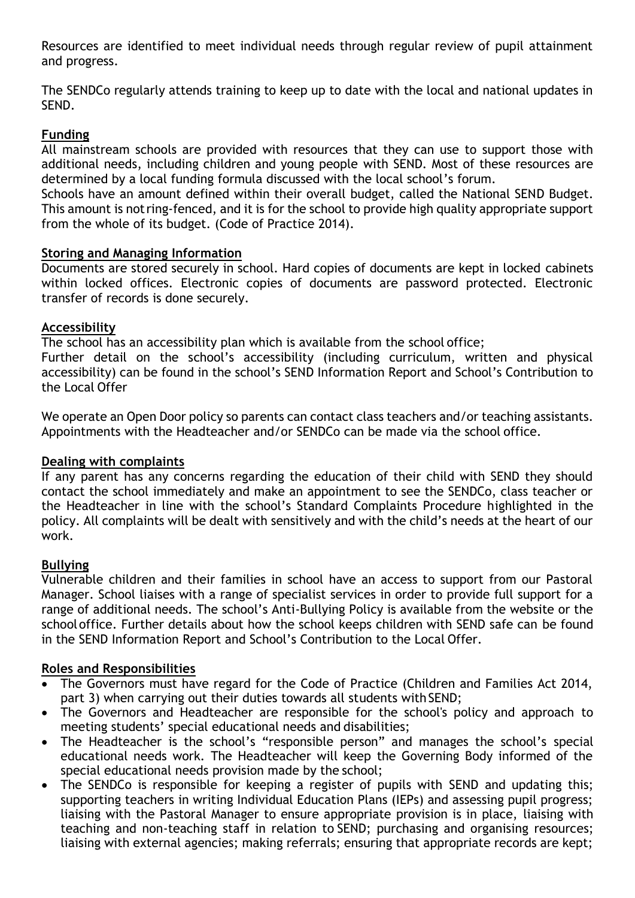Resources are identified to meet individual needs through regular review of pupil attainment and progress.

The SENDCo regularly attends training to keep up to date with the local and national updates in SEND.

## Funding

All mainstream schools are provided with resources that they can use to support those with additional needs, including children and young people with SEND. Most of these resources are determined by a local funding formula discussed with the local school's forum.

Schools have an amount defined within their overall budget, called the National SEND Budget. This amount is not ring-fenced, and it is for the school to provide high quality appropriate support from the whole of its budget. (Code of Practice 2014).

## Storing and Managing Information

Documents are stored securely in school. Hard copies of documents are kept in locked cabinets within locked offices. Electronic copies of documents are password protected. Electronic transfer of records is done securely.

## Accessibility

The school has an accessibility plan which is available from the school office;

Further detail on the school's accessibility (including curriculum, written and physical accessibility) can be found in the school's SEND Information Report and School's Contribution to the Local Offer

We operate an Open Door policy so parents can contact class teachers and/or teaching assistants. Appointments with the Headteacher and/or SENDCo can be made via the school office.

## Dealing with complaints

If any parent has any concerns regarding the education of their child with SEND they should contact the school immediately and make an appointment to see the SENDCo, class teacher or the Headteacher in line with the school's Standard Complaints Procedure highlighted in the policy. All complaints will be dealt with sensitively and with the child's needs at the heart of our work.

## Bullying

Vulnerable children and their families in school have an access to support from our Pastoral Manager. School liaises with a range of specialist services in order to provide full support for a range of additional needs. The school's Anti-Bullying Policy is available from the website or the school office. Further details about how the school keeps children with SEND safe can be found in the SEND Information Report and School's Contribution to the Local Offer.

## Roles and Responsibilities

- The Governors must have regard for the Code of Practice (Children and Families Act 2014, part 3) when carrying out their duties towards all students with SEND;
- The Governors and Headteacher are responsible for the school's policy and approach to meeting students' special educational needs and disabilities;
- The Headteacher is the school's "responsible person" and manages the school's special educational needs work. The Headteacher will keep the Governing Body informed of the special educational needs provision made by the school;
- The SENDCo is responsible for keeping a register of pupils with SEND and updating this; supporting teachers in writing Individual Education Plans (IEPs) and assessing pupil progress; liaising with the Pastoral Manager to ensure appropriate provision is in place, liaising with teaching and non-teaching staff in relation to SEND; purchasing and organising resources; liaising with external agencies; making referrals; ensuring that appropriate records are kept;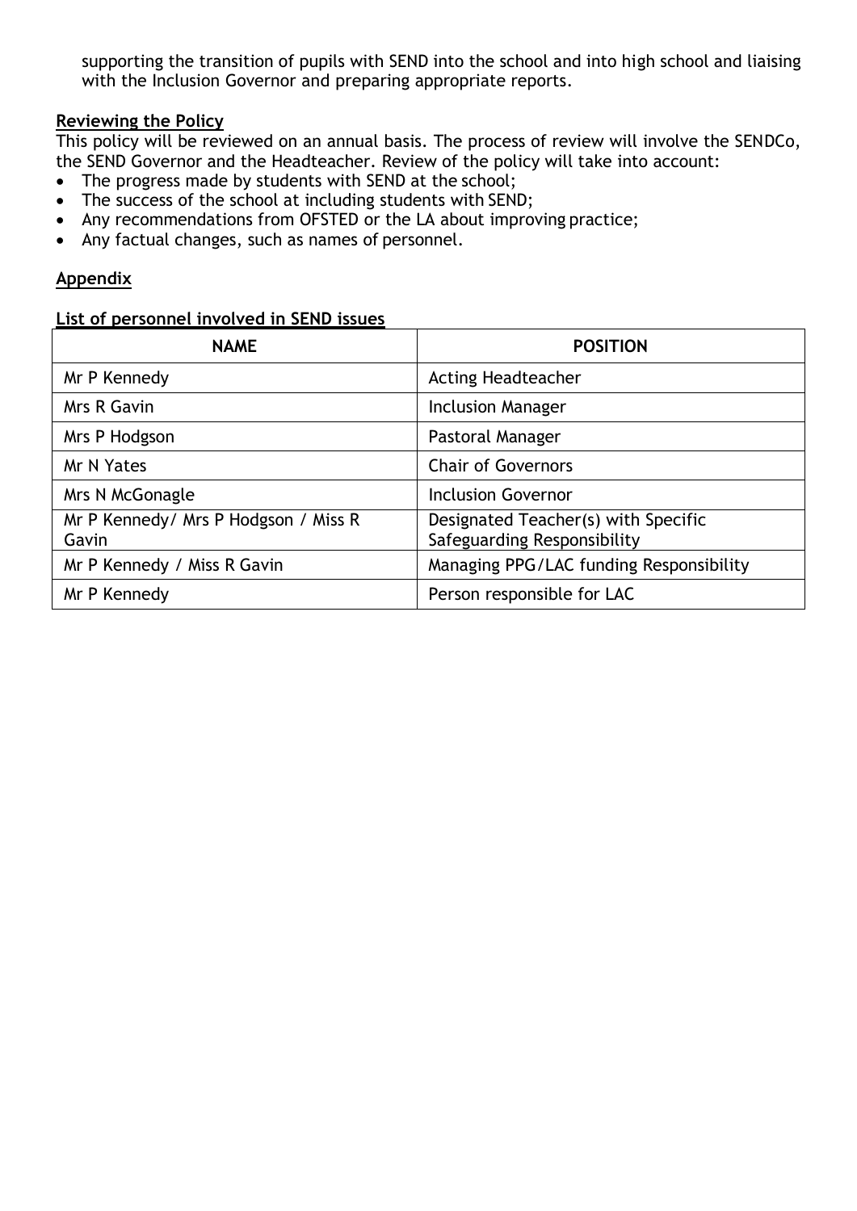supporting the transition of pupils with SEND into the school and into high school and liaising with the Inclusion Governor and preparing appropriate reports.

**Reviewing the Policy**

This policy will be reviewed on an annual basis. The process of review will involve the SENDCo, the SEND Governor and the Headteacher. Review of the policy will take into account:

- The progress made by students with SEND at the school;
- The success of the school at including students with SEND;
- Any recommendations from OFSTED or the LA about improving practice;
- Any factual changes, such as names of personnel.

**Appendix**

**List of personnel involved in SEND issues**

| NAME | POSITION |
| --- | --- |
| Mr P Kennedy | Acting Headteacher |
| Mrs R Gavin | Inclusion Manager |
| Mrs P Hodgson | Pastoral Manager |
| Mr N Yates | Chair of Governors |
| Mrs N McGonagle | Inclusion Governor |
| Mr P Kennedy/ Mrs P Hodgson / Miss R Gavin | Designated Teacher(s) with Specific Safeguarding Responsibility |
| Mr P Kennedy / Miss R Gavin | Managing PPG/LAC funding Responsibility |
| Mr P Kennedy | Person responsible for LAC |